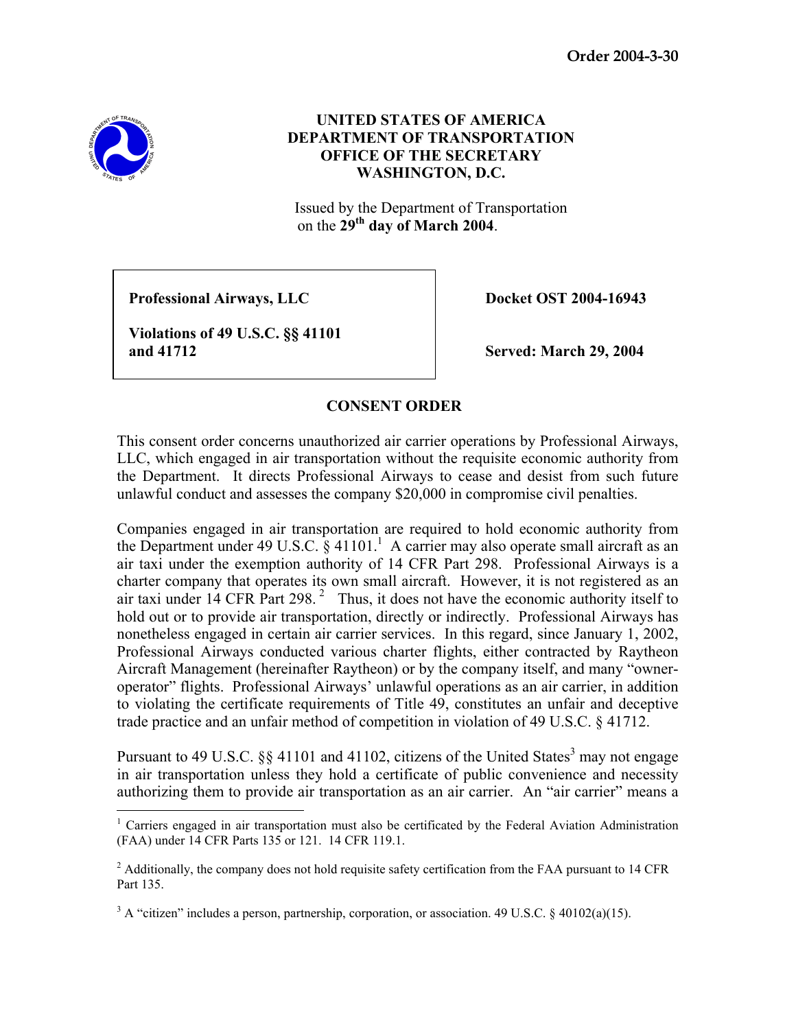**Order 2004-3-30**

**UNITED STATES OF AMERICA**
**DEPARTMENT OF TRANSPORTATION**
**OFFICE OF THE SECRETARY**
**WASHINGTON, D.C.**

Issued by the Department of Transportation on the **29th day of March 2004**.

| | |
|---|---|
| **Professional Airways, LLC**<br><br>**Violations of 49 U.S.C. §§ 41101 and 41712** | **Docket OST 2004-16943**<br><br>**Served: March 29, 2004** |

## CONSENT ORDER

This consent order concerns unauthorized air carrier operations by Professional Airways, LLC, which engaged in air transportation without the requisite economic authority from the Department. It directs Professional Airways to cease and desist from such future unlawful conduct and assesses the company $20,000 in compromise civil penalties.

Companies engaged in air transportation are required to hold economic authority from the Department under 49 U.S.C. § 41101.[1] A carrier may also operate small aircraft as an air taxi under the exemption authority of 14 CFR Part 298. Professional Airways is a charter company that operates its own small aircraft. However, it is not registered as an air taxi under 14 CFR Part 298.[2] Thus, it does not have the economic authority itself to hold out or to provide air transportation, directly or indirectly. Professional Airways has nonetheless engaged in certain air carrier services. In this regard, since January 1, 2002, Professional Airways conducted various charter flights, either contracted by Raytheon Aircraft Management (hereinafter Raytheon) or by the company itself, and many "owner-operator" flights. Professional Airways' unlawful operations as an air carrier, in addition to violating the certificate requirements of Title 49, constitutes an unfair and deceptive trade practice and an unfair method of competition in violation of 49 U.S.C. § 41712.

Pursuant to 49 U.S.C. §§ 41101 and 41102, citizens of the United States[3] may not engage in air transportation unless they hold a certificate of public convenience and necessity authorizing them to provide air transportation as an air carrier. An "air carrier" means a

---

[1] Carriers engaged in air transportation must also be certificated by the Federal Aviation Administration (FAA) under 14 CFR Parts 135 or 121. 14 CFR 119.1.

[2] Additionally, the company does not hold requisite safety certification from the FAA pursuant to 14 CFR Part 135.

[3] A "citizen" includes a person, partnership, corporation, or association. 49 U.S.C. § 40102(a)(15).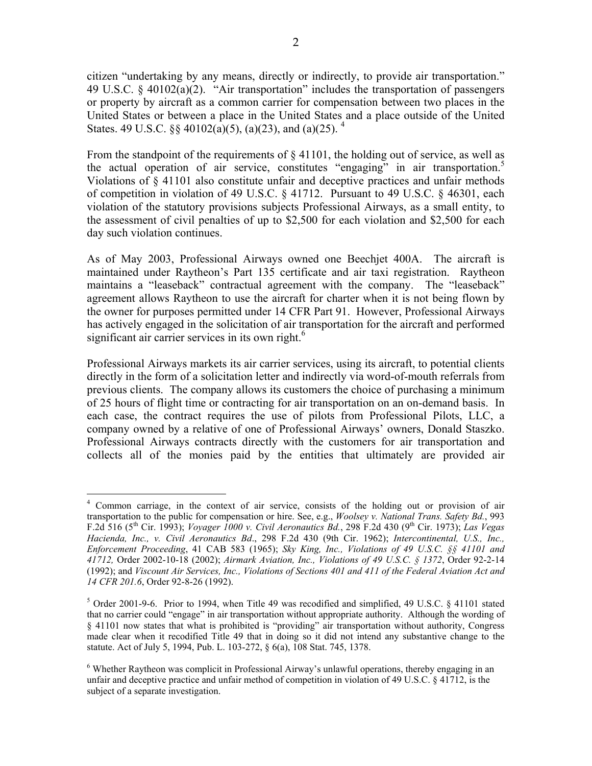citizen "undertaking by any means, directly or indirectly, to provide air transportation." 49 U.S.C. § 40102(a)(2). "Air transportation" includes the transportation of passengers or property by aircraft as a common carrier for compensation between two places in the United States or between a place in the United States and a place outside of the United States. 49 U.S.C. §§ 40102(a)(5), (a)(23), and (a)(25). [4]

From the standpoint of the requirements of § 41101, the holding out of service, as well as the actual operation of air service, constitutes "engaging" in air transportation.[5] Violations of § 41101 also constitute unfair and deceptive practices and unfair methods of competition in violation of 49 U.S.C. § 41712. Pursuant to 49 U.S.C. § 46301, each violation of the statutory provisions subjects Professional Airways, as a small entity, to the assessment of civil penalties of up to $2,500 for each violation and $2,500 for each day such violation continues.

As of May 2003, Professional Airways owned one Beechjet 400A. The aircraft is maintained under Raytheon's Part 135 certificate and air taxi registration. Raytheon maintains a "leaseback" contractual agreement with the company. The "leaseback" agreement allows Raytheon to use the aircraft for charter when it is not being flown by the owner for purposes permitted under 14 CFR Part 91. However, Professional Airways has actively engaged in the solicitation of air transportation for the aircraft and performed significant air carrier services in its own right.[6]

Professional Airways markets its air carrier services, using its aircraft, to potential clients directly in the form of a solicitation letter and indirectly via word-of-mouth referrals from previous clients. The company allows its customers the choice of purchasing a minimum of 25 hours of flight time or contracting for air transportation on an on-demand basis. In each case, the contract requires the use of pilots from Professional Pilots, LLC, a company owned by a relative of one of Professional Airways' owners, Donald Staszko. Professional Airways contracts directly with the customers for air transportation and collects all of the monies paid by the entities that ultimately are provided air

---

[4] Common carriage, in the context of air service, consists of the holding out or provision of air transportation to the public for compensation or hire. See, e.g., *Woolsey v. National Trans. Safety Bd.*, 993 F.2d 516 (5th Cir. 1993); *Voyager 1000 v. Civil Aeronautics Bd.*, 298 F.2d 430 (9th Cir. 1973); *Las Vegas Hacienda, Inc., v. Civil Aeronautics Bd.*, 298 F.2d 430 (9th Cir. 1962); *Intercontinental, U.S., Inc., Enforcement Proceeding*, 41 CAB 583 (1965); *Sky King, Inc., Violations of 49 U.S.C. §§ 41101 and 41712,* Order 2002-10-18 (2002); *Airmark Aviation, Inc., Violations of 49 U.S.C. § 1372*, Order 92-2-14 (1992); and *Viscount Air Services, Inc., Violations of Sections 401 and 411 of the Federal Aviation Act and 14 CFR 201.6*, Order 92-8-26 (1992).

[5] Order 2001-9-6. Prior to 1994, when Title 49 was recodified and simplified, 49 U.S.C. § 41101 stated that no carrier could "engage" in air transportation without appropriate authority. Although the wording of § 41101 now states that what is prohibited is "providing" air transportation without authority, Congress made clear when it recodified Title 49 that in doing so it did not intend any substantive change to the statute. Act of July 5, 1994, Pub. L. 103-272, § 6(a), 108 Stat. 745, 1378.

[6] Whether Raytheon was complicit in Professional Airway's unlawful operations, thereby engaging in an unfair and deceptive practice and unfair method of competition in violation of 49 U.S.C. § 41712, is the subject of a separate investigation.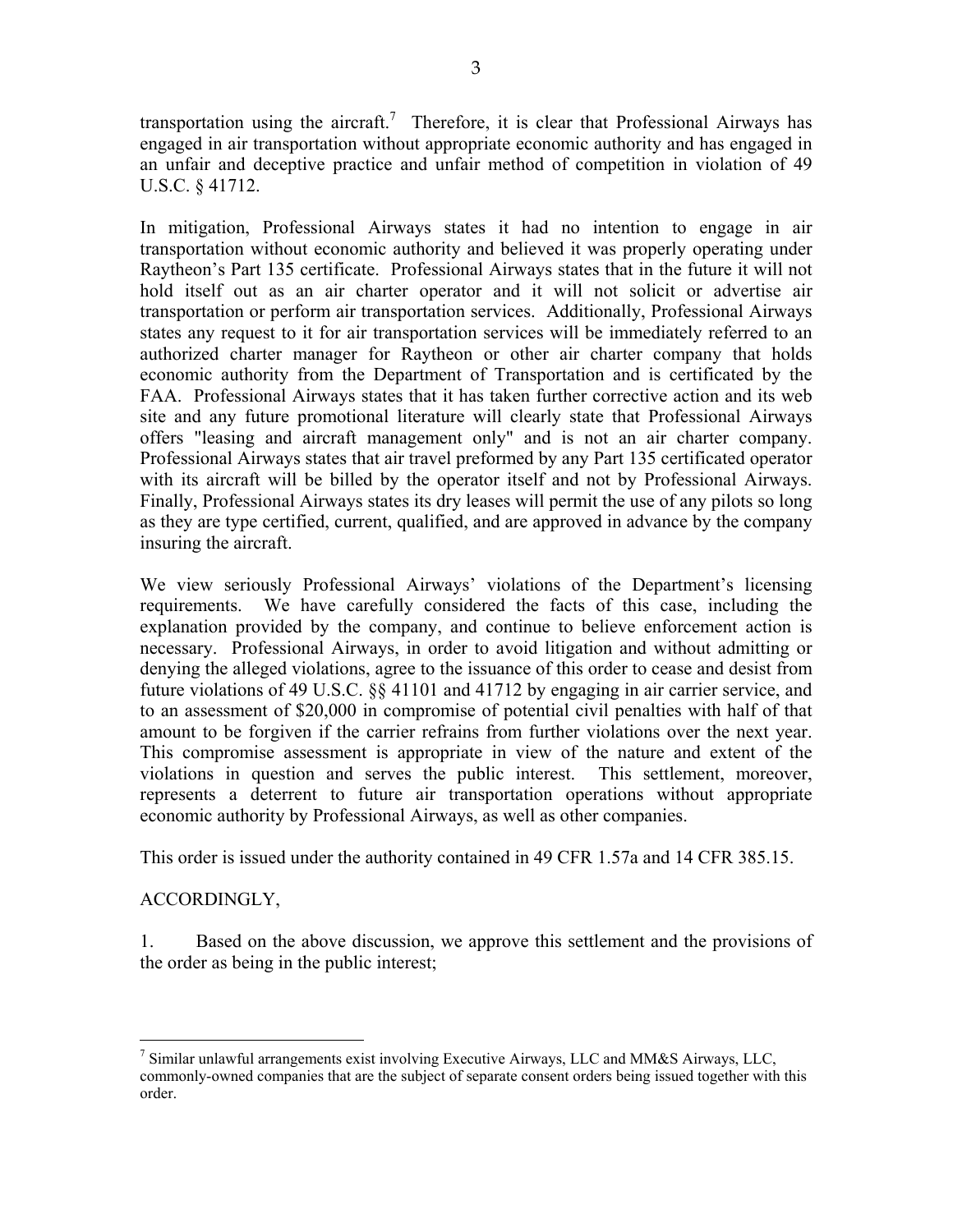transportation using the aircraft.[7] Therefore, it is clear that Professional Airways has engaged in air transportation without appropriate economic authority and has engaged in an unfair and deceptive practice and unfair method of competition in violation of 49 U.S.C. § 41712.

In mitigation, Professional Airways states it had no intention to engage in air transportation without economic authority and believed it was properly operating under Raytheon's Part 135 certificate. Professional Airways states that in the future it will not hold itself out as an air charter operator and it will not solicit or advertise air transportation or perform air transportation services. Additionally, Professional Airways states any request to it for air transportation services will be immediately referred to an authorized charter manager for Raytheon or other air charter company that holds economic authority from the Department of Transportation and is certificated by the FAA. Professional Airways states that it has taken further corrective action and its web site and any future promotional literature will clearly state that Professional Airways offers "leasing and aircraft management only" and is not an air charter company. Professional Airways states that air travel preformed by any Part 135 certificated operator with its aircraft will be billed by the operator itself and not by Professional Airways. Finally, Professional Airways states its dry leases will permit the use of any pilots so long as they are type certified, current, qualified, and are approved in advance by the company insuring the aircraft.

We view seriously Professional Airways' violations of the Department's licensing requirements. We have carefully considered the facts of this case, including the explanation provided by the company, and continue to believe enforcement action is necessary. Professional Airways, in order to avoid litigation and without admitting or denying the alleged violations, agree to the issuance of this order to cease and desist from future violations of 49 U.S.C. §§ 41101 and 41712 by engaging in air carrier service, and to an assessment of $20,000 in compromise of potential civil penalties with half of that amount to be forgiven if the carrier refrains from further violations over the next year. This compromise assessment is appropriate in view of the nature and extent of the violations in question and serves the public interest. This settlement, moreover, represents a deterrent to future air transportation operations without appropriate economic authority by Professional Airways, as well as other companies.

This order is issued under the authority contained in 49 CFR 1.57a and 14 CFR 385.15.

ACCORDINGLY,

1. Based on the above discussion, we approve this settlement and the provisions of the order as being in the public interest;

[7] Similar unlawful arrangements exist involving Executive Airways, LLC and MM&S Airways, LLC, commonly-owned companies that are the subject of separate consent orders being issued together with this order.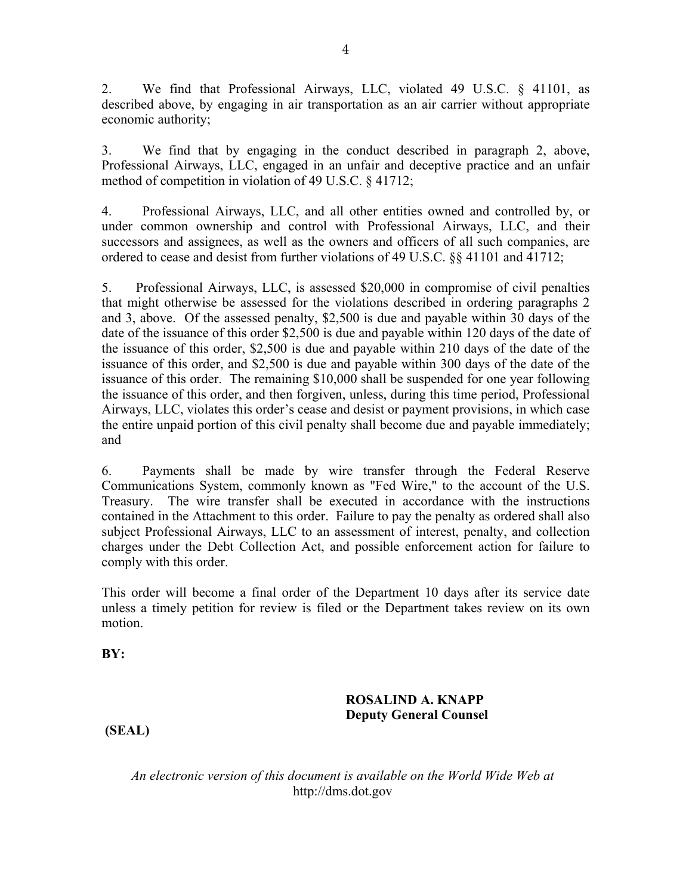2. We find that Professional Airways, LLC, violated 49 U.S.C. § 41101, as described above, by engaging in air transportation as an air carrier without appropriate economic authority;

3. We find that by engaging in the conduct described in paragraph 2, above, Professional Airways, LLC, engaged in an unfair and deceptive practice and an unfair method of competition in violation of 49 U.S.C. § 41712;

4. Professional Airways, LLC, and all other entities owned and controlled by, or under common ownership and control with Professional Airways, LLC, and their successors and assignees, as well as the owners and officers of all such companies, are ordered to cease and desist from further violations of 49 U.S.C. §§ 41101 and 41712;

5. Professional Airways, LLC, is assessed $20,000 in compromise of civil penalties that might otherwise be assessed for the violations described in ordering paragraphs 2 and 3, above. Of the assessed penalty, $2,500 is due and payable within 30 days of the date of the issuance of this order $2,500 is due and payable within 120 days of the date of the issuance of this order, $2,500 is due and payable within 210 days of the date of the issuance of this order, and $2,500 is due and payable within 300 days of the date of the issuance of this order. The remaining $10,000 shall be suspended for one year following the issuance of this order, and then forgiven, unless, during this time period, Professional Airways, LLC, violates this order's cease and desist or payment provisions, in which case the entire unpaid portion of this civil penalty shall become due and payable immediately; and

6. Payments shall be made by wire transfer through the Federal Reserve Communications System, commonly known as "Fed Wire," to the account of the U.S. Treasury. The wire transfer shall be executed in accordance with the instructions contained in the Attachment to this order. Failure to pay the penalty as ordered shall also subject Professional Airways, LLC to an assessment of interest, penalty, and collection charges under the Debt Collection Act, and possible enforcement action for failure to comply with this order.

This order will become a final order of the Department 10 days after its service date unless a timely petition for review is filed or the Department takes review on its own motion.

**BY:**

**ROSALIND A. KNAPP**
**Deputy General Counsel**

**(SEAL)**

*An electronic version of this document is available on the World Wide Web at* http://dms.dot.gov